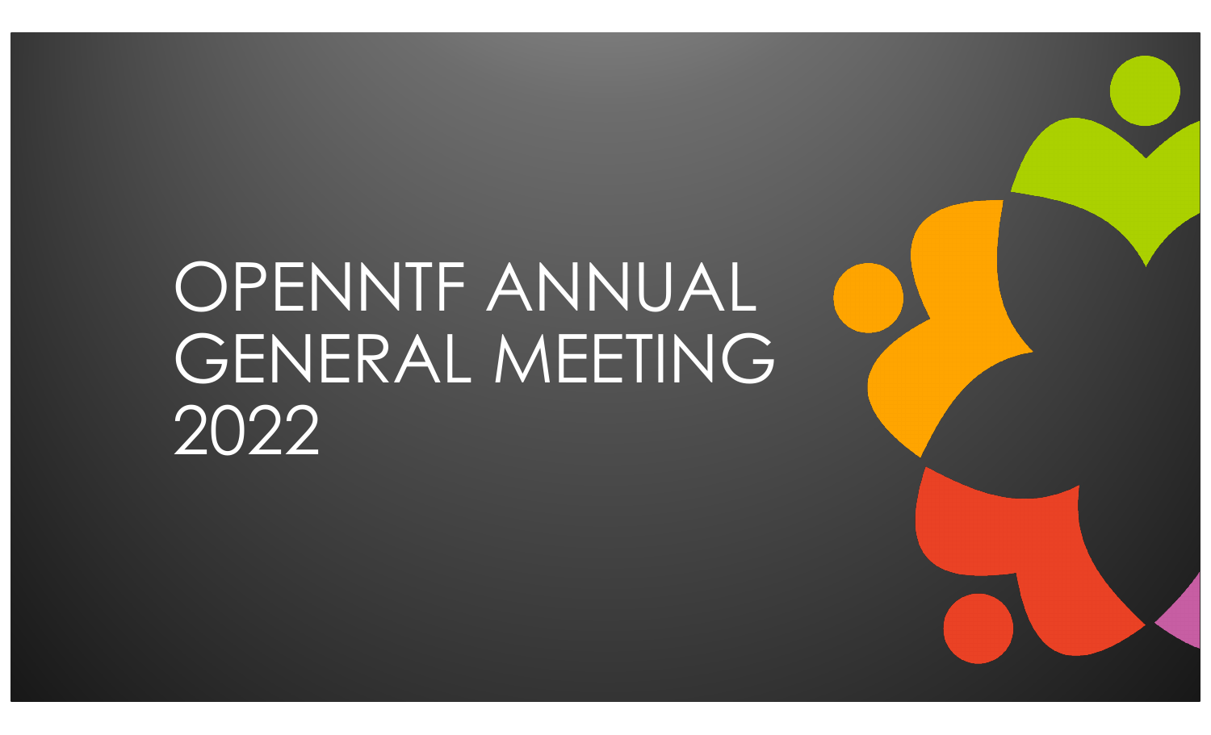# OPENNTF ANNUAL GENERAL MEETING 2022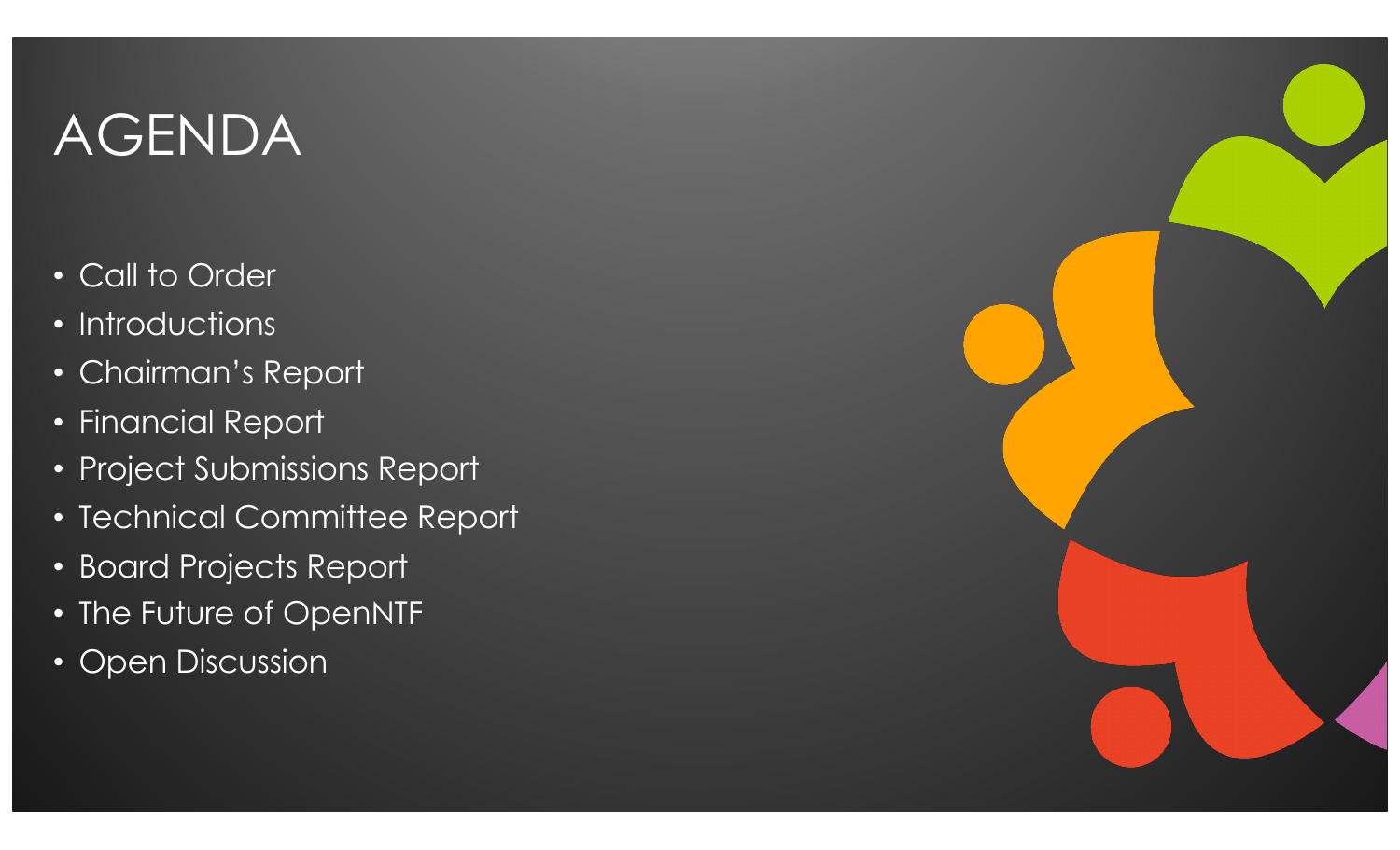# AGENDA

- Call to Order
- Introductions
- Chairman's Report
- Financial Report
- Project Submissions Report
- Technical Committee Report
- Board Projects Report
- The Future of OpenNTF
- Open Discussion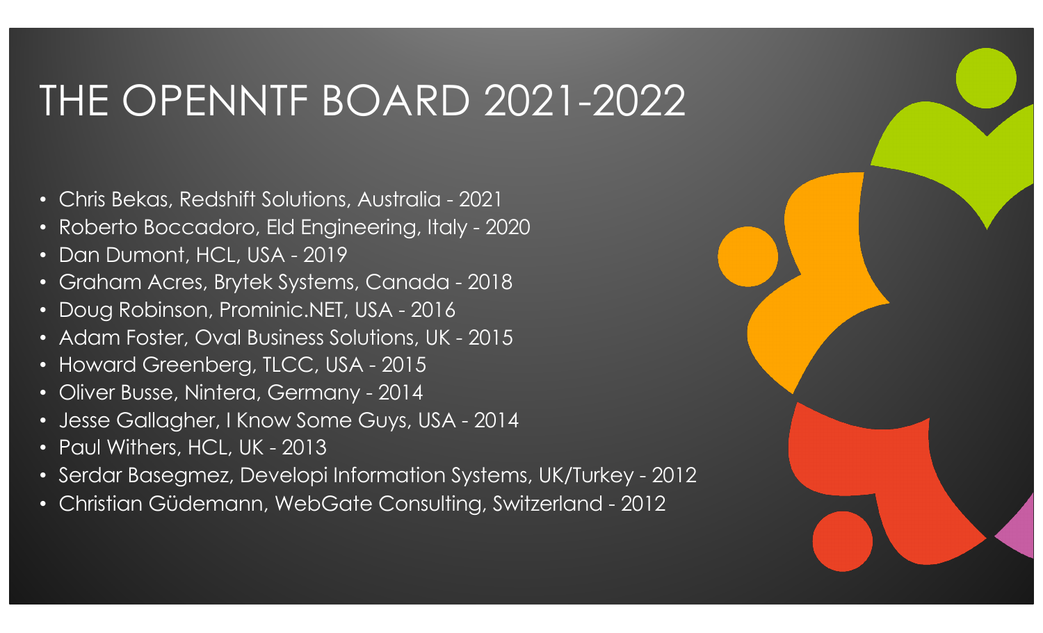# THE OPENNTF BOARD 2021-2022

- Chris Bekas, Redshift Solutions, Australia - 2021
- Roberto Boccadoro, Eld Engineering, Italy - 2020
- Dan Dumont, HCL, USA - 2019
- Graham Acres, Brytek Systems, Canada - 2018
- Doug Robinson, Prominic.NET, USA - 2016
- Adam Foster, Oval Business Solutions, UK - 2015
- Howard Greenberg, TLCC, USA - 2015
- Oliver Busse, Nintera, Germany - 2014
- Jesse Gallagher, I Know Some Guys, USA - 2014
- Paul Withers, HCL, UK - 2013
- Serdar Basegmez, Developi Information Systems, UK/Turkey - 2012
- Christian Güdemann, WebGate Consulting, Switzerland - 2012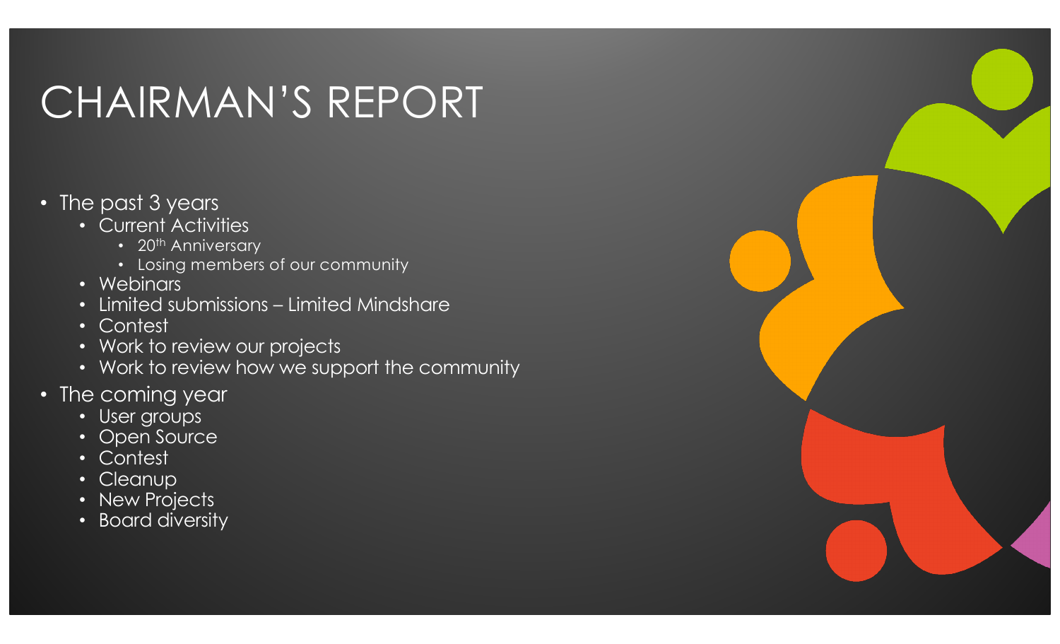# CHAIRMAN'S REPORT

- The past 3 years
  - Current Activities
    - 20th Anniversary
    - Losing members of our community
  - Webinars
  - Limited submissions – Limited Mindshare
  - Contest
  - Work to review our projects
  - Work to review how we support the community
- The coming year
  - User groups
  - Open Source
  - Contest
  - Cleanup
  - New Projects
  - Board diversity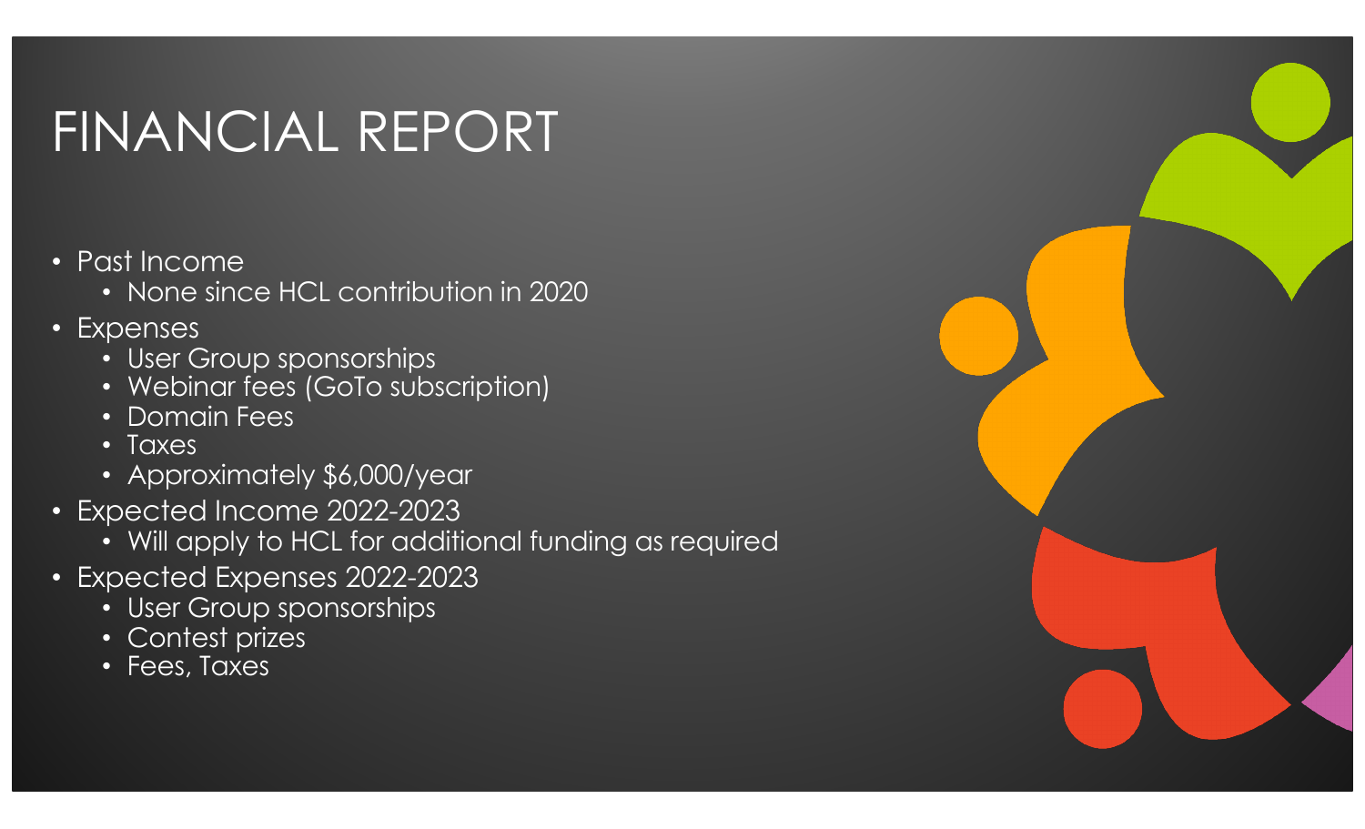# FINANCIAL REPORT

- Past Income
  - None since HCL contribution in 2020
- Expenses
  - User Group sponsorships
  - Webinar fees (GoTo subscription)
  - Domain Fees
  - Taxes
  - Approximately $6,000/year
- Expected Income 2022-2023
  - Will apply to HCL for additional funding as required
- Expected Expenses 2022-2023
  - User Group sponsorships
  - Contest prizes
  - Fees, Taxes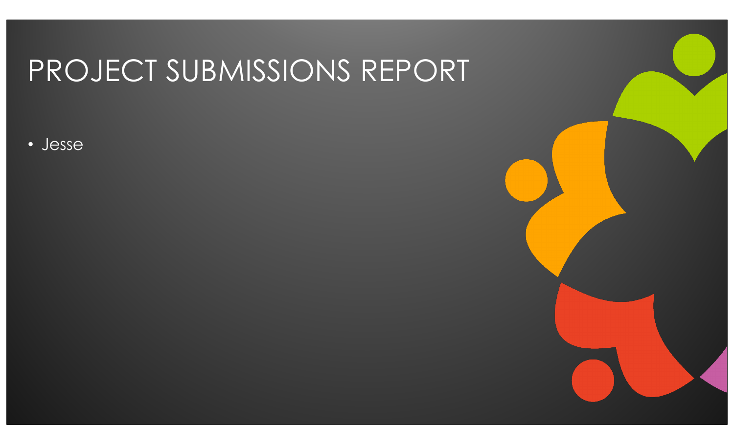# PROJECT SUBMISSIONS REPORT

- Jesse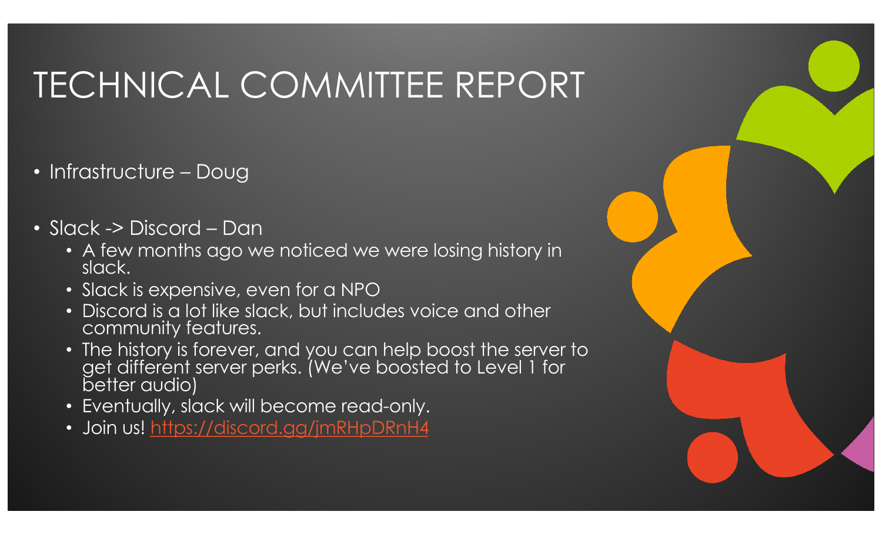# TECHNICAL COMMITTEE REPORT

- Infrastructure – Doug
- Slack -> Discord – Dan
  - A few months ago we noticed we were losing history in slack.
  - Slack is expensive, even for a NPO
  - Discord is a lot like slack, but includes voice and other community features.
  - The history is forever, and you can help boost the server to get different server perks. (We've boosted to Level 1 for better audio)
  - Eventually, slack will become read-only.
  - Join us! [https://discord.gg/jmRHpDRnH4](https://discord.gg/jmRHpDRnH4)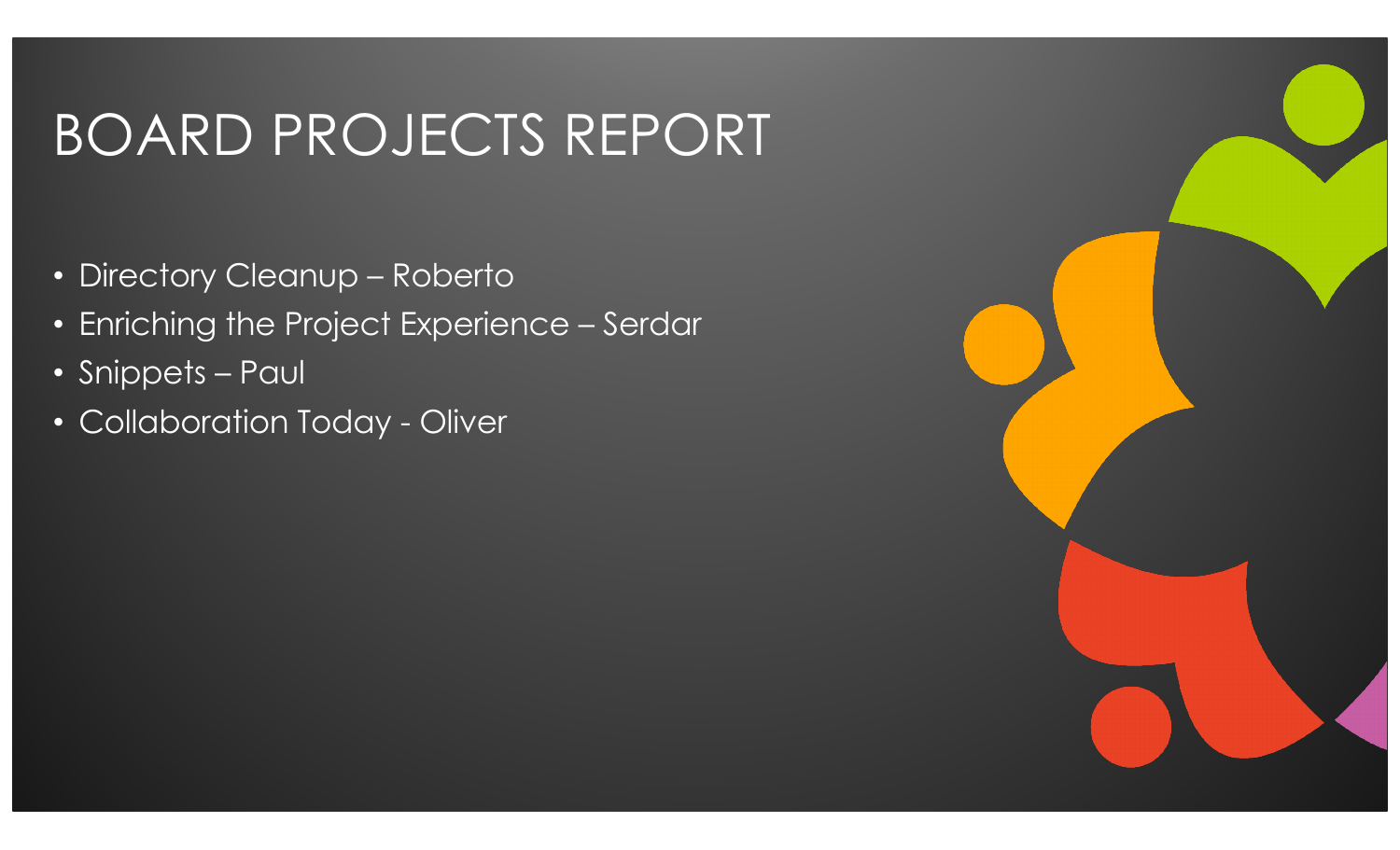# BOARD PROJECTS REPORT

- Directory Cleanup – Roberto
- Enriching the Project Experience – Serdar
- Snippets – Paul
- Collaboration Today - Oliver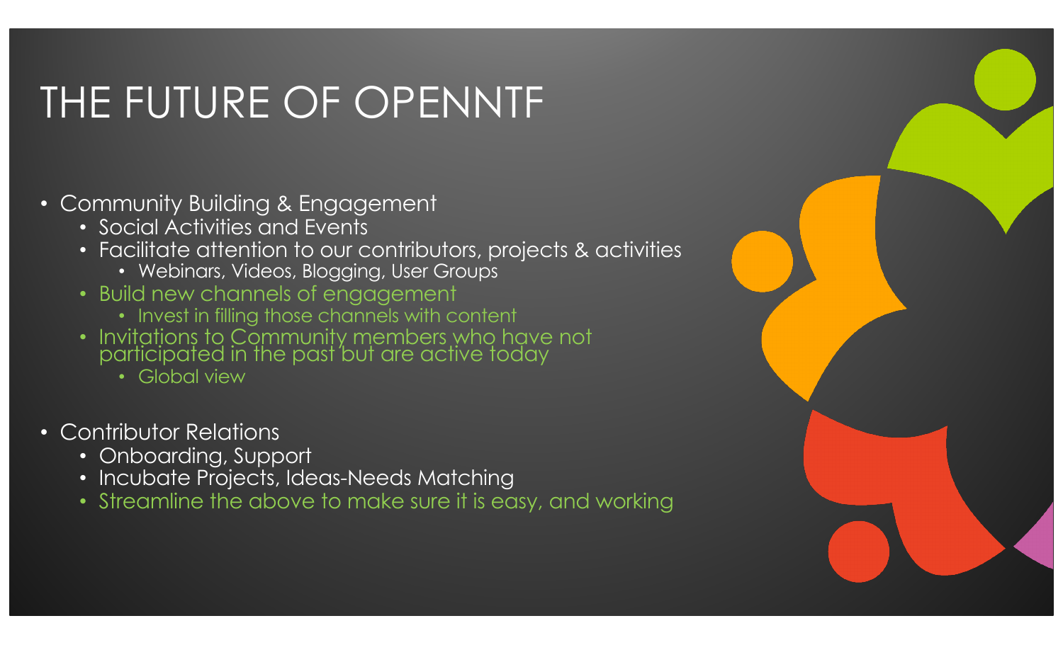# THE FUTURE OF OPENNTF

- Community Building & Engagement
  - Social Activities and Events
  - Facilitate attention to our contributors, projects & activities
    - Webinars, Videos, Blogging, User Groups
  - Build new channels of engagement
    - Invest in filling those channels with content
  - Invitations to Community members who have not participated in the past but are active today
    - Global view

- Contributor Relations
  - Onboarding, Support
  - Incubate Projects, Ideas-Needs Matching
  - Streamline the above to make sure it is easy, and working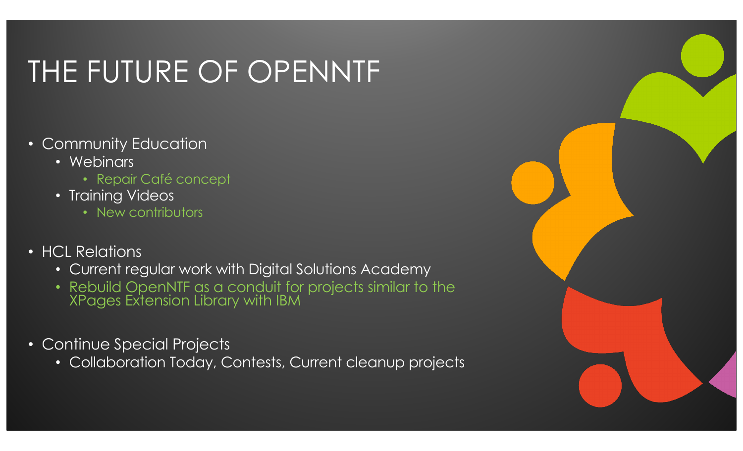# THE FUTURE OF OPENNTF

- Community Education
  - Webinars
    - Repair Café concept
  - Training Videos
    - New contributors
- HCL Relations
  - Current regular work with Digital Solutions Academy
  - Rebuild OpenNTF as a conduit for projects similar to the XPages Extension Library with IBM
- Continue Special Projects
  - Collaboration Today, Contests, Current cleanup projects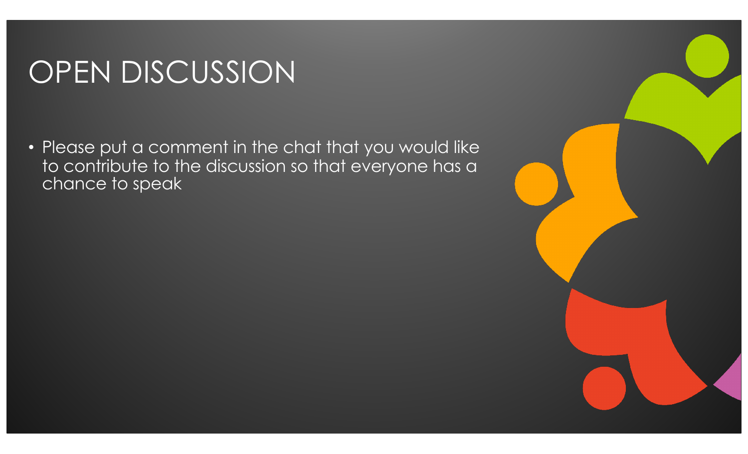# OPEN DISCUSSION

- Please put a comment in the chat that you would like to contribute to the discussion so that everyone has a chance to speak